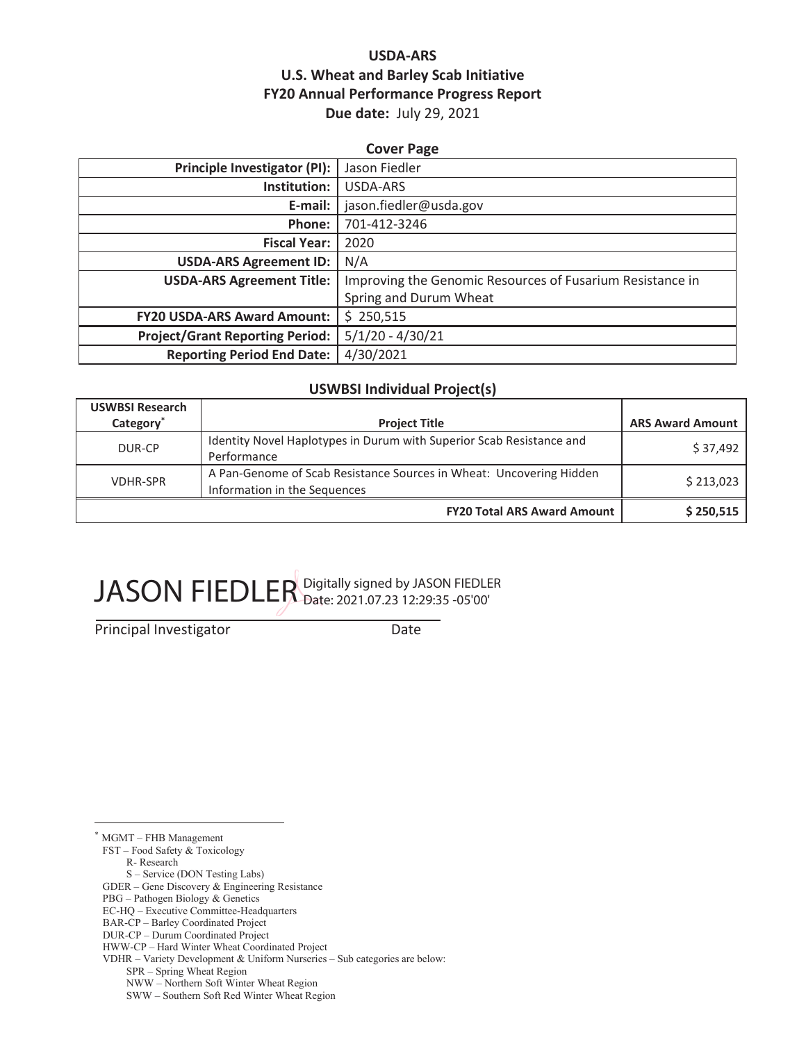**USDA-ARS**
**U.S. Wheat and Barley Scab Initiative**
**FY20 Annual Performance Progress Report**
**Due date:** July 29, 2021

**Cover Page**

| | |
|---|---|
| **Principle Investigator (PI):** | Jason Fiedler |
| **Institution:** | USDA-ARS |
| **E-mail:** | jason.fiedler@usda.gov |
| **Phone:** | 701-412-3246 |
| **Fiscal Year:** | 2020 |
| **USDA-ARS Agreement ID:** | N/A |
| **USDA-ARS Agreement Title:** | Improving the Genomic Resources of Fusarium Resistance in Spring and Durum Wheat |
| **FY20 USDA-ARS Award Amount:** | $ 250,515 |
| **Project/Grant Reporting Period:** | 5/1/20 - 4/30/21 |
| **Reporting Period End Date:** | 4/30/2021 |

**USWBSI Individual Project(s)**

| USWBSI Research Category* | Project Title | ARS Award Amount |
|---|---|---|
| DUR-CP | Identity Novel Haplotypes in Durum with Superior Scab Resistance and Performance | $ 37,492 |
| VDHR-SPR | A Pan-Genome of Scab Resistance Sources in Wheat: Uncovering Hidden Information in the Sequences | $ 213,023 |
| | **FY20 Total ARS Award Amount** | **$ 250,515** |

JASON FIEDLER Digitally signed by JASON FIEDLER Date: 2021.07.23 12:29:35 -05'00'

Principal Investigator Date

---

* MGMT – FHB Management
FST – Food Safety & Toxicology
 R- Research
 S – Service (DON Testing Labs)
GDER – Gene Discovery & Engineering Resistance
PBG – Pathogen Biology & Genetics
EC-HQ – Executive Committee-Headquarters
BAR-CP – Barley Coordinated Project
DUR-CP – Durum Coordinated Project
HWW-CP – Hard Winter Wheat Coordinated Project
VDHR – Variety Development & Uniform Nurseries – Sub categories are below:
 SPR – Spring Wheat Region
 NWW – Northern Soft Winter Wheat Region
 SWW – Southern Soft Red Winter Wheat Region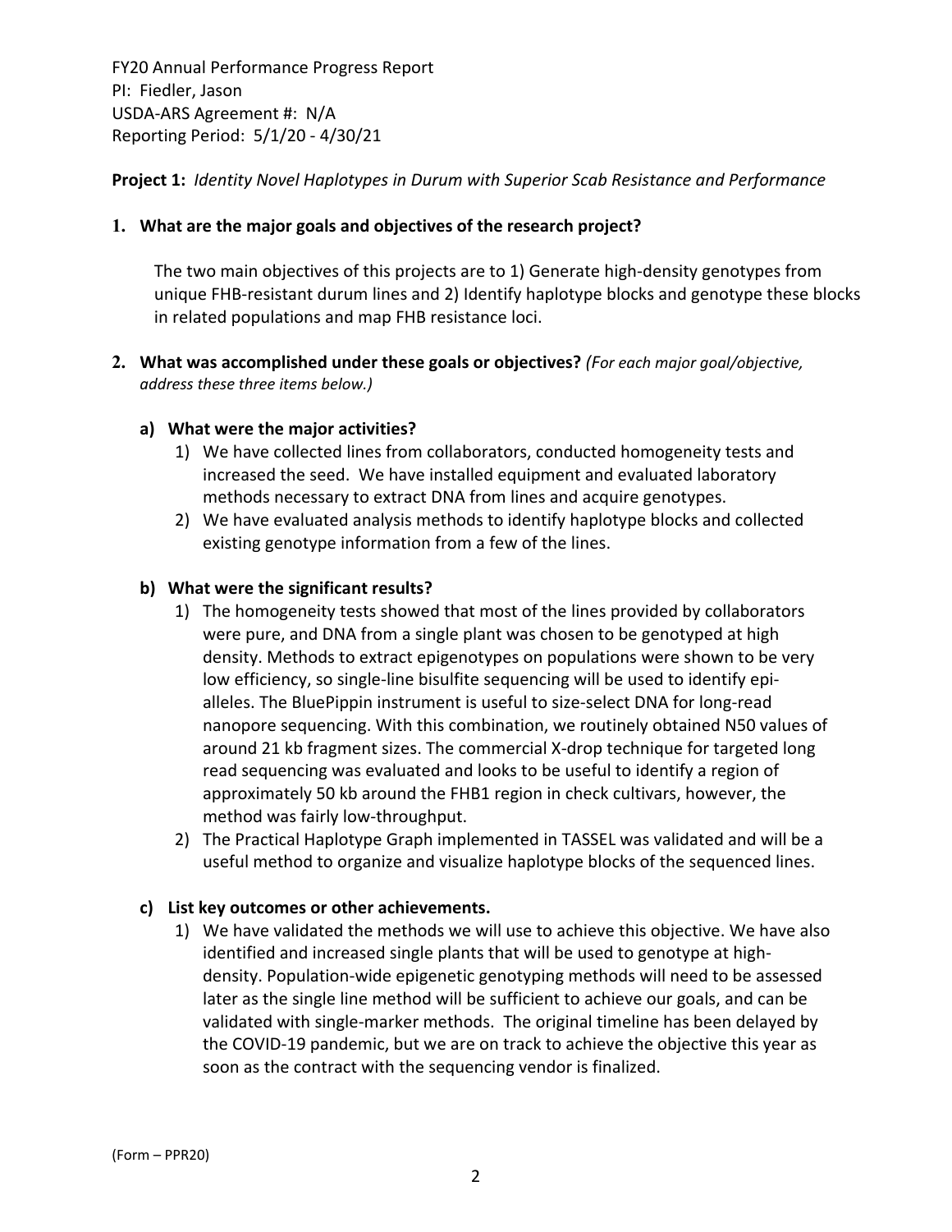FY20 Annual Performance Progress Report
PI: Fiedler, Jason
USDA-ARS Agreement #: N/A
Reporting Period: 5/1/20 - 4/30/21

**Project 1:** *Identity Novel Haplotypes in Durum with Superior Scab Resistance and Performance*

**1. What are the major goals and objectives of the research project?**

The two main objectives of this projects are to 1) Generate high-density genotypes from unique FHB-resistant durum lines and 2) Identify haplotype blocks and genotype these blocks in related populations and map FHB resistance loci.

**2. What was accomplished under these goals or objectives?** *(For each major goal/objective, address these three items below.)*

**a) What were the major activities?**

1) We have collected lines from collaborators, conducted homogeneity tests and increased the seed. We have installed equipment and evaluated laboratory methods necessary to extract DNA from lines and acquire genotypes.
2) We have evaluated analysis methods to identify haplotype blocks and collected existing genotype information from a few of the lines.

**b) What were the significant results?**

1) The homogeneity tests showed that most of the lines provided by collaborators were pure, and DNA from a single plant was chosen to be genotyped at high density. Methods to extract epigenotypes on populations were shown to be very low efficiency, so single-line bisulfite sequencing will be used to identify epi-alleles. The BluePippin instrument is useful to size-select DNA for long-read nanopore sequencing. With this combination, we routinely obtained N50 values of around 21 kb fragment sizes. The commercial X-drop technique for targeted long read sequencing was evaluated and looks to be useful to identify a region of approximately 50 kb around the FHB1 region in check cultivars, however, the method was fairly low-throughput.
2) The Practical Haplotype Graph implemented in TASSEL was validated and will be a useful method to organize and visualize haplotype blocks of the sequenced lines.

**c) List key outcomes or other achievements.**

1) We have validated the methods we will use to achieve this objective. We have also identified and increased single plants that will be used to genotype at high-density. Population-wide epigenetic genotyping methods will need to be assessed later as the single line method will be sufficient to achieve our goals, and can be validated with single-marker methods. The original timeline has been delayed by the COVID-19 pandemic, but we are on track to achieve the objective this year as soon as the contract with the sequencing vendor is finalized.

(Form – PPR20)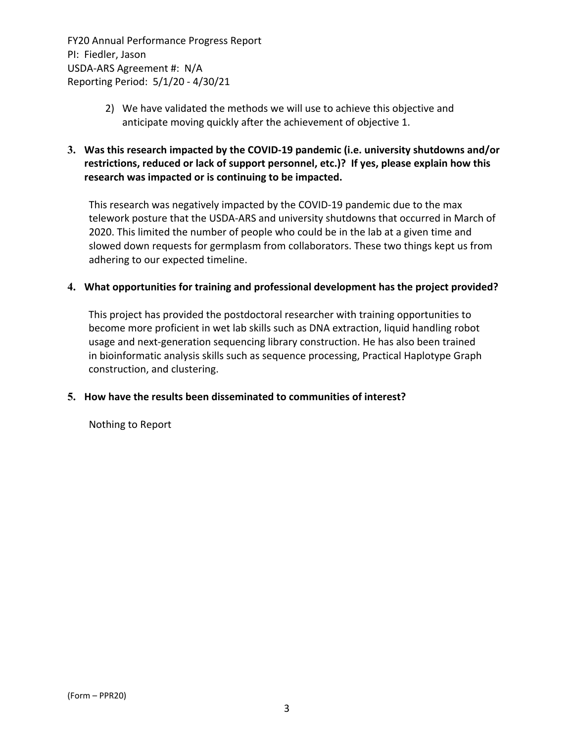2) We have validated the methods we will use to achieve this objective and anticipate moving quickly after the achievement of objective 1.

**3. Was this research impacted by the COVID-19 pandemic (i.e. university shutdowns and/or restrictions, reduced or lack of support personnel, etc.)? If yes, please explain how this research was impacted or is continuing to be impacted.**

This research was negatively impacted by the COVID-19 pandemic due to the max telework posture that the USDA-ARS and university shutdowns that occurred in March of 2020. This limited the number of people who could be in the lab at a given time and slowed down requests for germplasm from collaborators. These two things kept us from adhering to our expected timeline.

**4. What opportunities for training and professional development has the project provided?**

This project has provided the postdoctoral researcher with training opportunities to become more proficient in wet lab skills such as DNA extraction, liquid handling robot usage and next-generation sequencing library construction. He has also been trained in bioinformatic analysis skills such as sequence processing, Practical Haplotype Graph construction, and clustering.

**5. How have the results been disseminated to communities of interest?**

Nothing to Report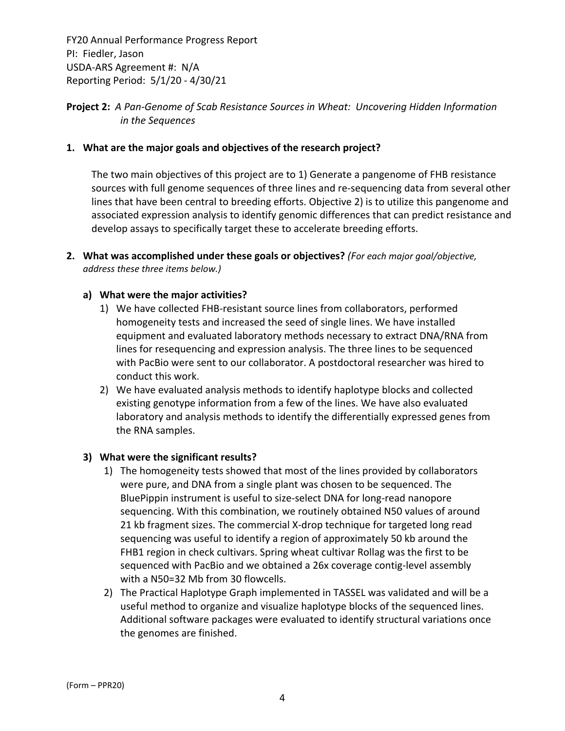FY20 Annual Performance Progress Report
PI: Fiedler, Jason
USDA-ARS Agreement #: N/A
Reporting Period: 5/1/20 - 4/30/21

**Project 2:** *A Pan-Genome of Scab Resistance Sources in Wheat: Uncovering Hidden Information in the Sequences*

**1. What are the major goals and objectives of the research project?**

The two main objectives of this project are to 1) Generate a pangenome of FHB resistance sources with full genome sequences of three lines and re-sequencing data from several other lines that have been central to breeding efforts. Objective 2) is to utilize this pangenome and associated expression analysis to identify genomic differences that can predict resistance and develop assays to specifically target these to accelerate breeding efforts.

**2. What was accomplished under these goals or objectives?** *(For each major goal/objective, address these three items below.)*

**a) What were the major activities?**

1) We have collected FHB-resistant source lines from collaborators, performed homogeneity tests and increased the seed of single lines. We have installed equipment and evaluated laboratory methods necessary to extract DNA/RNA from lines for resequencing and expression analysis. The three lines to be sequenced with PacBio were sent to our collaborator. A postdoctoral researcher was hired to conduct this work.
2) We have evaluated analysis methods to identify haplotype blocks and collected existing genotype information from a few of the lines. We have also evaluated laboratory and analysis methods to identify the differentially expressed genes from the RNA samples.

**3) What were the significant results?**

1) The homogeneity tests showed that most of the lines provided by collaborators were pure, and DNA from a single plant was chosen to be sequenced. The BluePippin instrument is useful to size-select DNA for long-read nanopore sequencing. With this combination, we routinely obtained N50 values of around 21 kb fragment sizes. The commercial X-drop technique for targeted long read sequencing was useful to identify a region of approximately 50 kb around the FHB1 region in check cultivars. Spring wheat cultivar Rollag was the first to be sequenced with PacBio and we obtained a 26x coverage contig-level assembly with a N50=32 Mb from 30 flowcells.
2) The Practical Haplotype Graph implemented in TASSEL was validated and will be a useful method to organize and visualize haplotype blocks of the sequenced lines. Additional software packages were evaluated to identify structural variations once the genomes are finished.

(Form – PPR20)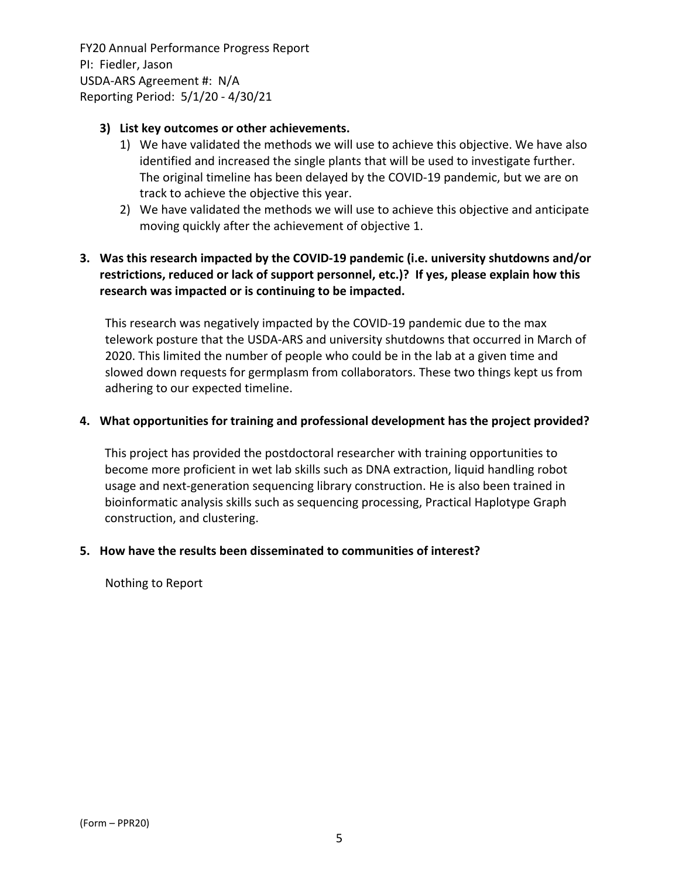**3) List key outcomes or other achievements.**

1) We have validated the methods we will use to achieve this objective. We have also identified and increased the single plants that will be used to investigate further. The original timeline has been delayed by the COVID-19 pandemic, but we are on track to achieve the objective this year.
2) We have validated the methods we will use to achieve this objective and anticipate moving quickly after the achievement of objective 1.

**3. Was this research impacted by the COVID-19 pandemic (i.e. university shutdowns and/or restrictions, reduced or lack of support personnel, etc.)? If yes, please explain how this research was impacted or is continuing to be impacted.**

This research was negatively impacted by the COVID-19 pandemic due to the max telework posture that the USDA-ARS and university shutdowns that occurred in March of 2020. This limited the number of people who could be in the lab at a given time and slowed down requests for germplasm from collaborators. These two things kept us from adhering to our expected timeline.

**4. What opportunities for training and professional development has the project provided?**

This project has provided the postdoctoral researcher with training opportunities to become more proficient in wet lab skills such as DNA extraction, liquid handling robot usage and next-generation sequencing library construction. He is also been trained in bioinformatic analysis skills such as sequencing processing, Practical Haplotype Graph construction, and clustering.

**5. How have the results been disseminated to communities of interest?**

Nothing to Report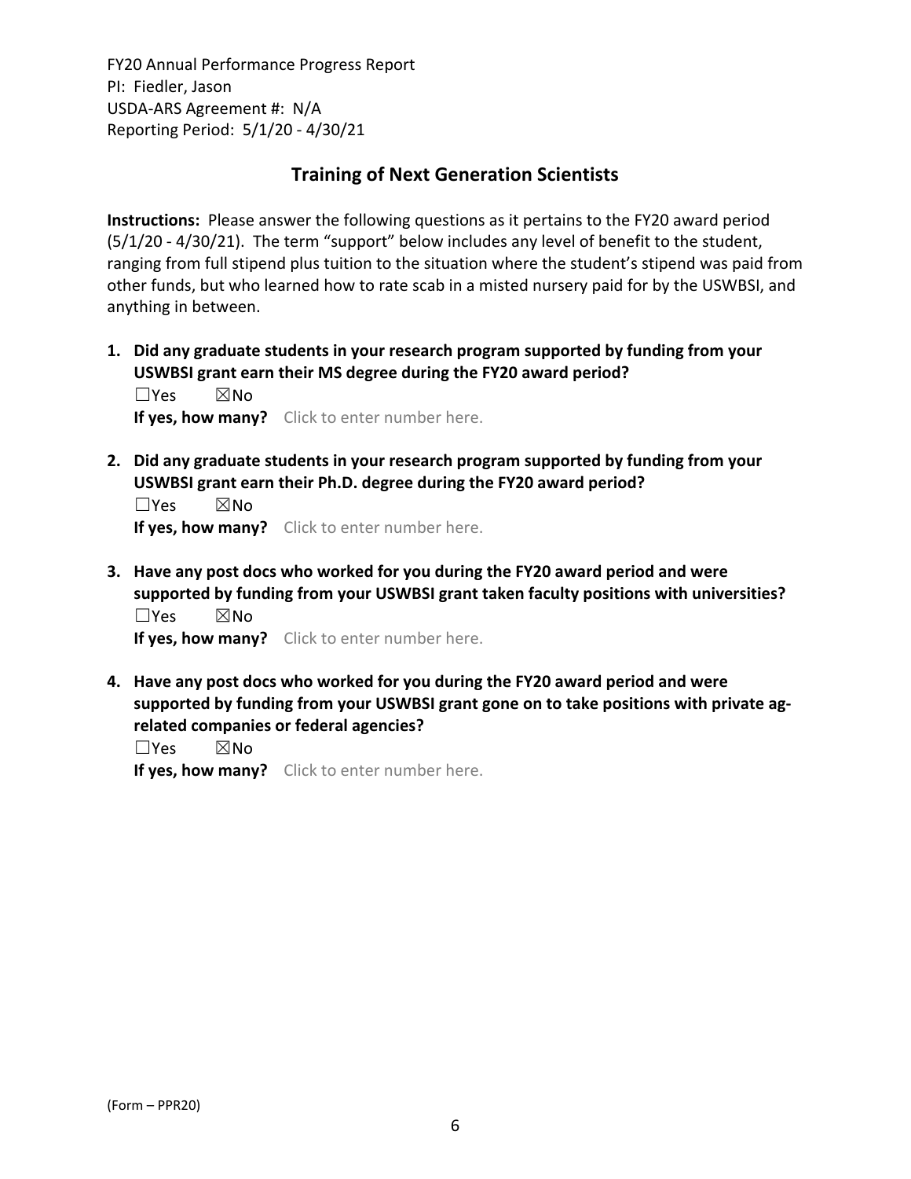FY20 Annual Performance Progress Report
PI: Fiedler, Jason
USDA-ARS Agreement #: N/A
Reporting Period: 5/1/20 - 4/30/21

## Training of Next Generation Scientists

**Instructions:** Please answer the following questions as it pertains to the FY20 award period (5/1/20 - 4/30/21). The term "support" below includes any level of benefit to the student, ranging from full stipend plus tuition to the situation where the student's stipend was paid from other funds, but who learned how to rate scab in a misted nursery paid for by the USWBSI, and anything in between.

1. **Did any graduate students in your research program supported by funding from your USWBSI grant earn their MS degree during the FY20 award period?**
   ☐Yes ☒No
   **If yes, how many?** Click to enter number here.

2. **Did any graduate students in your research program supported by funding from your USWBSI grant earn their Ph.D. degree during the FY20 award period?**
   ☐Yes ☒No
   **If yes, how many?** Click to enter number here.

3. **Have any post docs who worked for you during the FY20 award period and were supported by funding from your USWBSI grant taken faculty positions with universities?**
   ☐Yes ☒No
   **If yes, how many?** Click to enter number here.

4. **Have any post docs who worked for you during the FY20 award period and were supported by funding from your USWBSI grant gone on to take positions with private ag-related companies or federal agencies?**
   ☐Yes ☒No
   **If yes, how many?** Click to enter number here.

(Form – PPR20)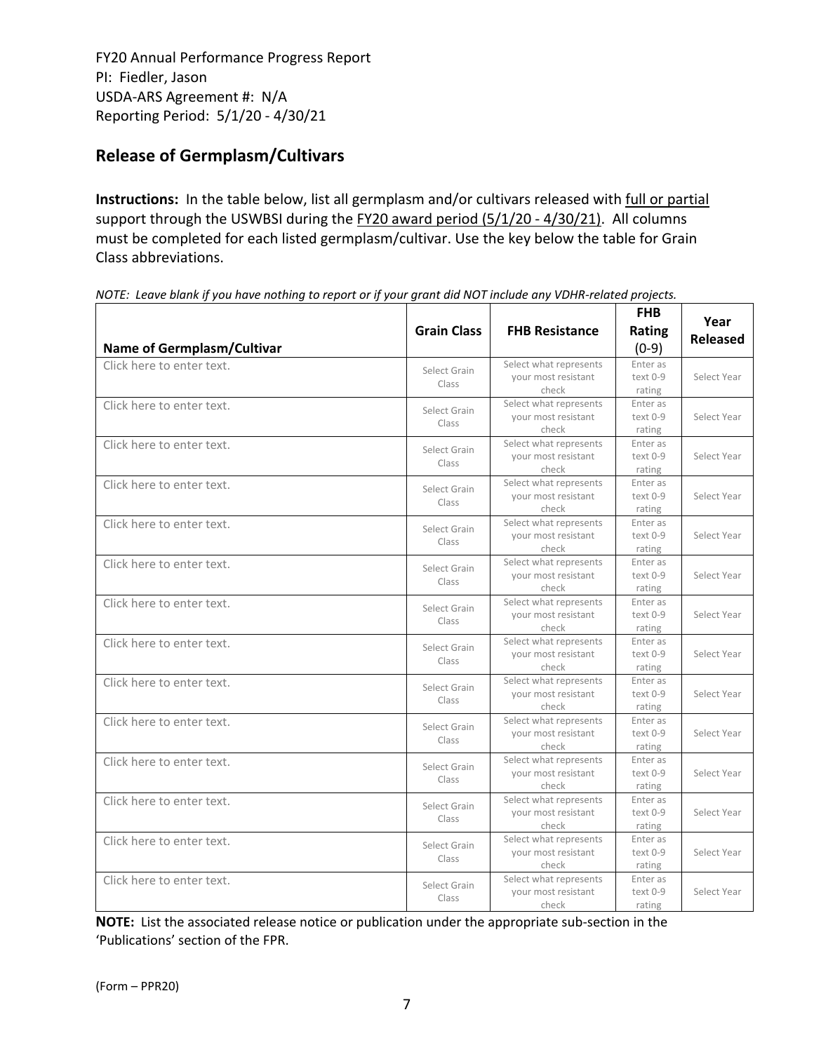FY20 Annual Performance Progress Report
PI: Fiedler, Jason
USDA-ARS Agreement #: N/A
Reporting Period: 5/1/20 - 4/30/21

## Release of Germplasm/Cultivars

**Instructions:** In the table below, list all germplasm and/or cultivars released with full or partial support through the USWBSI during the FY20 award period (5/1/20 - 4/30/21). All columns must be completed for each listed germplasm/cultivar. Use the key below the table for Grain Class abbreviations.

*NOTE: Leave blank if you have nothing to report or if your grant did NOT include any VDHR-related projects.*

| Name of Germplasm/Cultivar | Grain Class | FHB Resistance | FHB Rating (0-9) | Year Released |
|---|---|---|---|---|
| Click here to enter text. | Select Grain Class | Select what represents your most resistant check | Enter as text 0-9 rating | Select Year |
| Click here to enter text. | Select Grain Class | Select what represents your most resistant check | Enter as text 0-9 rating | Select Year |
| Click here to enter text. | Select Grain Class | Select what represents your most resistant check | Enter as text 0-9 rating | Select Year |
| Click here to enter text. | Select Grain Class | Select what represents your most resistant check | Enter as text 0-9 rating | Select Year |
| Click here to enter text. | Select Grain Class | Select what represents your most resistant check | Enter as text 0-9 rating | Select Year |
| Click here to enter text. | Select Grain Class | Select what represents your most resistant check | Enter as text 0-9 rating | Select Year |
| Click here to enter text. | Select Grain Class | Select what represents your most resistant check | Enter as text 0-9 rating | Select Year |
| Click here to enter text. | Select Grain Class | Select what represents your most resistant check | Enter as text 0-9 rating | Select Year |
| Click here to enter text. | Select Grain Class | Select what represents your most resistant check | Enter as text 0-9 rating | Select Year |
| Click here to enter text. | Select Grain Class | Select what represents your most resistant check | Enter as text 0-9 rating | Select Year |
| Click here to enter text. | Select Grain Class | Select what represents your most resistant check | Enter as text 0-9 rating | Select Year |
| Click here to enter text. | Select Grain Class | Select what represents your most resistant check | Enter as text 0-9 rating | Select Year |
| Click here to enter text. | Select Grain Class | Select what represents your most resistant check | Enter as text 0-9 rating | Select Year |
| Click here to enter text. | Select Grain Class | Select what represents your most resistant check | Enter as text 0-9 rating | Select Year |

**NOTE:** List the associated release notice or publication under the appropriate sub-section in the 'Publications' section of the FPR.

(Form – PPR20)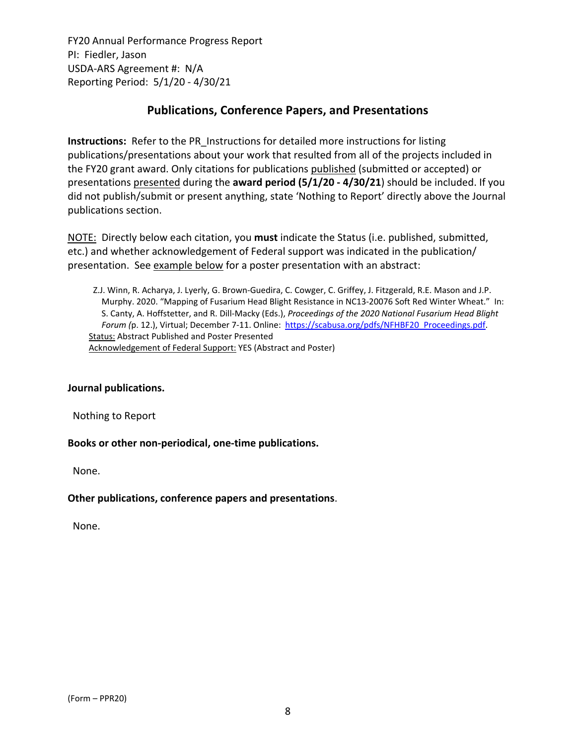FY20 Annual Performance Progress Report
PI: Fiedler, Jason
USDA-ARS Agreement #: N/A
Reporting Period: 5/1/20 - 4/30/21

## Publications, Conference Papers, and Presentations

**Instructions:** Refer to the PR_Instructions for detailed more instructions for listing publications/presentations about your work that resulted from all of the projects included in the FY20 grant award. Only citations for publications published (submitted or accepted) or presentations presented during the **award period (5/1/20 - 4/30/21**) should be included. If you did not publish/submit or present anything, state 'Nothing to Report' directly above the Journal publications section.

NOTE: Directly below each citation, you **must** indicate the Status (i.e. published, submitted, etc.) and whether acknowledgement of Federal support was indicated in the publication/ presentation. See example below for a poster presentation with an abstract:

> Z.J. Winn, R. Acharya, J. Lyerly, G. Brown-Guedira, C. Cowger, C. Griffey, J. Fitzgerald, R.E. Mason and J.P. Murphy. 2020. "Mapping of Fusarium Head Blight Resistance in NC13-20076 Soft Red Winter Wheat." In: S. Canty, A. Hoffstetter, and R. Dill-Macky (Eds.), *Proceedings of the 2020 National Fusarium Head Blight Forum (*p. 12.), Virtual; December 7-11. Online: https://scabusa.org/pdfs/NFHBF20_Proceedings.pdf.
> Status: Abstract Published and Poster Presented
> Acknowledgement of Federal Support: YES (Abstract and Poster)

**Journal publications.**

Nothing to Report

**Books or other non-periodical, one-time publications.**

None.

**Other publications, conference papers and presentations**.

None.

(Form – PPR20)